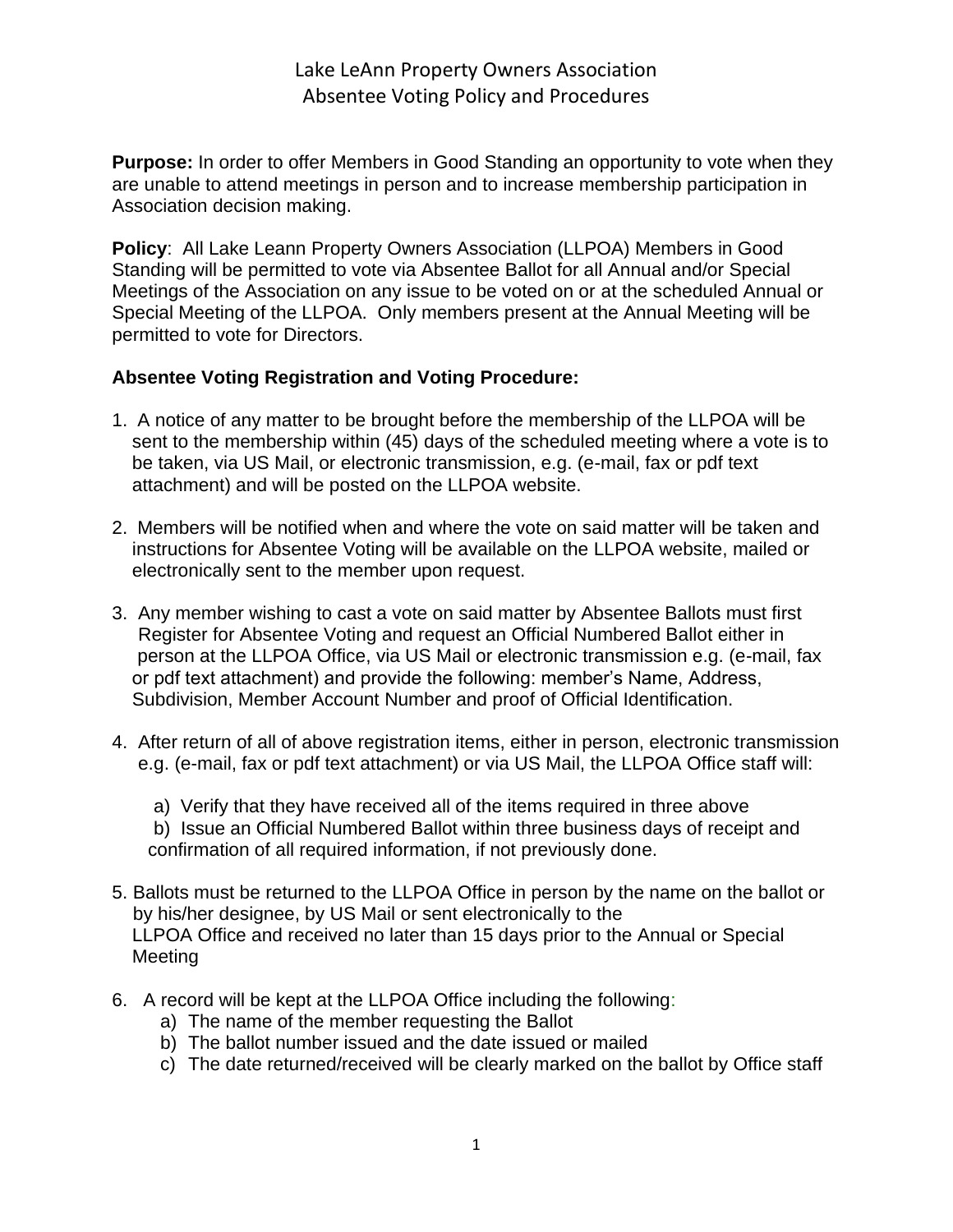# Lake LeAnn Property Owners Association
## Absentee Voting Policy and Procedures

**Purpose:** In order to offer Members in Good Standing an opportunity to vote when they are unable to attend meetings in person and to increase membership participation in Association decision making.

**Policy**: All Lake Leann Property Owners Association (LLPOA) Members in Good Standing will be permitted to vote via Absentee Ballot for all Annual and/or Special Meetings of the Association on any issue to be voted on or at the scheduled Annual or Special Meeting of the LLPOA. Only members present at the Annual Meeting will be permitted to vote for Directors.

**Absentee Voting Registration and Voting Procedure:**

1. A notice of any matter to be brought before the membership of the LLPOA will be sent to the membership within (45) days of the scheduled meeting where a vote is to be taken, via US Mail, or electronic transmission, e.g. (e-mail, fax or pdf text attachment) and will be posted on the LLPOA website.

2. Members will be notified when and where the vote on said matter will be taken and instructions for Absentee Voting will be available on the LLPOA website, mailed or electronically sent to the member upon request.

3. Any member wishing to cast a vote on said matter by Absentee Ballots must first Register for Absentee Voting and request an Official Numbered Ballot either in person at the LLPOA Office, via US Mail or electronic transmission e.g. (e-mail, fax or pdf text attachment) and provide the following: member's Name, Address, Subdivision, Member Account Number and proof of Official Identification.

4. After return of all of above registration items, either in person, electronic transmission e.g. (e-mail, fax or pdf text attachment) or via US Mail, the LLPOA Office staff will:

   a) Verify that they have received all of the items required in three above
   b) Issue an Official Numbered Ballot within three business days of receipt and confirmation of all required information, if not previously done.

5. Ballots must be returned to the LLPOA Office in person by the name on the ballot or by his/her designee, by US Mail or sent electronically to the LLPOA Office and received no later than 15 days prior to the Annual or Special Meeting

6. A record will be kept at the LLPOA Office including the following:
   a) The name of the member requesting the Ballot
   b) The ballot number issued and the date issued or mailed
   c) The date returned/received will be clearly marked on the ballot by Office staff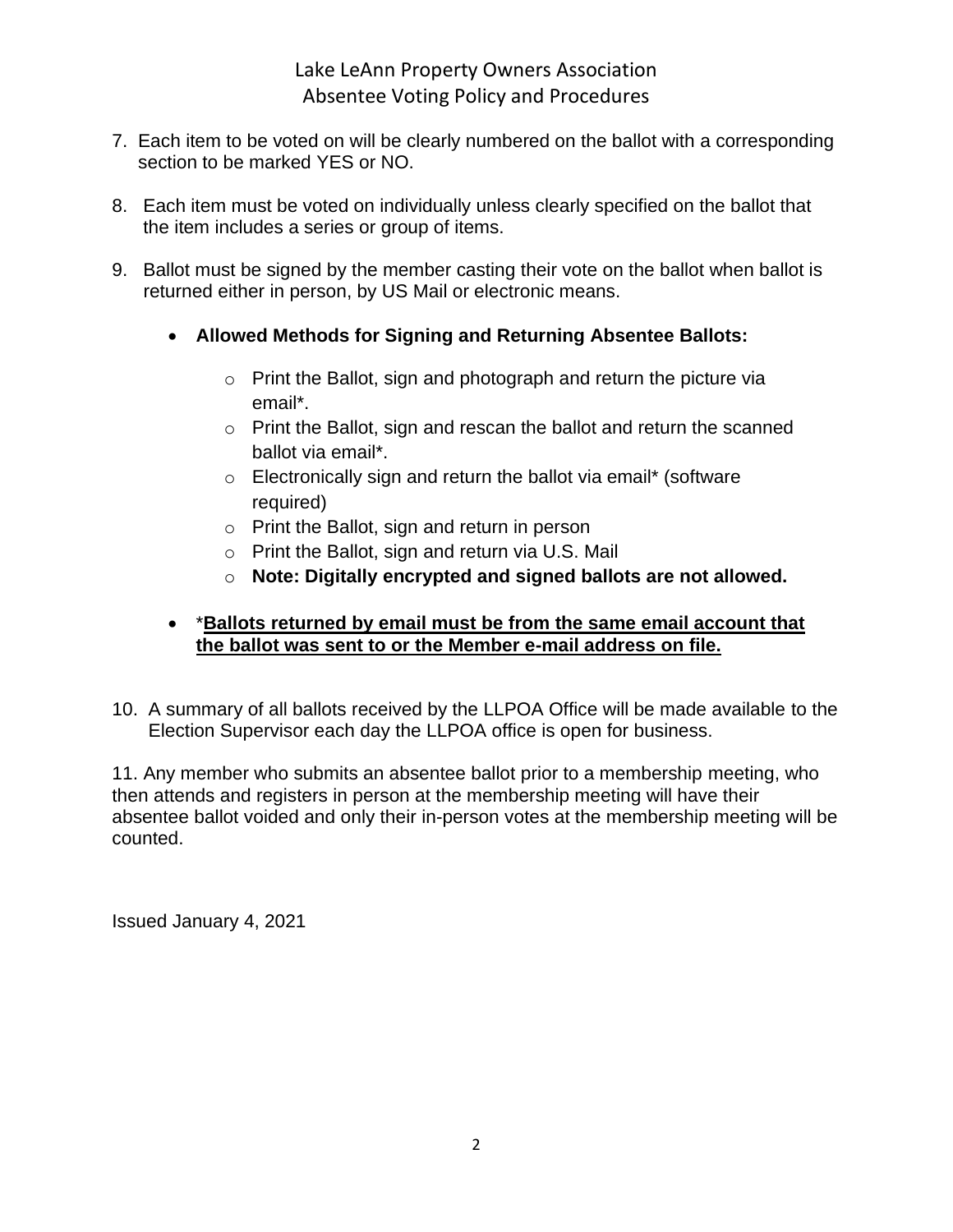7. Each item to be voted on will be clearly numbered on the ballot with a corresponding section to be marked YES or NO.

8. Each item must be voted on individually unless clearly specified on the ballot that the item includes a series or group of items.

9. Ballot must be signed by the member casting their vote on the ballot when ballot is returned either in person, by US Mail or electronic means.

   - **Allowed Methods for Signing and Returning Absentee Ballots:**
     - Print the Ballot, sign and photograph and return the picture via email*.
     - Print the Ballot, sign and rescan the ballot and return the scanned ballot via email*.
     - Electronically sign and return the ballot via email* (software required)
     - Print the Ballot, sign and return in person
     - Print the Ballot, sign and return via U.S. Mail
     - **Note: Digitally encrypted and signed ballots are not allowed.**
   - *__Ballots returned by email must be from the same email account that the ballot was sent to or the Member e-mail address on file.__

10. A summary of all ballots received by the LLPOA Office will be made available to the Election Supervisor each day the LLPOA office is open for business.

11. Any member who submits an absentee ballot prior to a membership meeting, who then attends and registers in person at the membership meeting will have their absentee ballot voided and only their in-person votes at the membership meeting will be counted.

Issued January 4, 2021